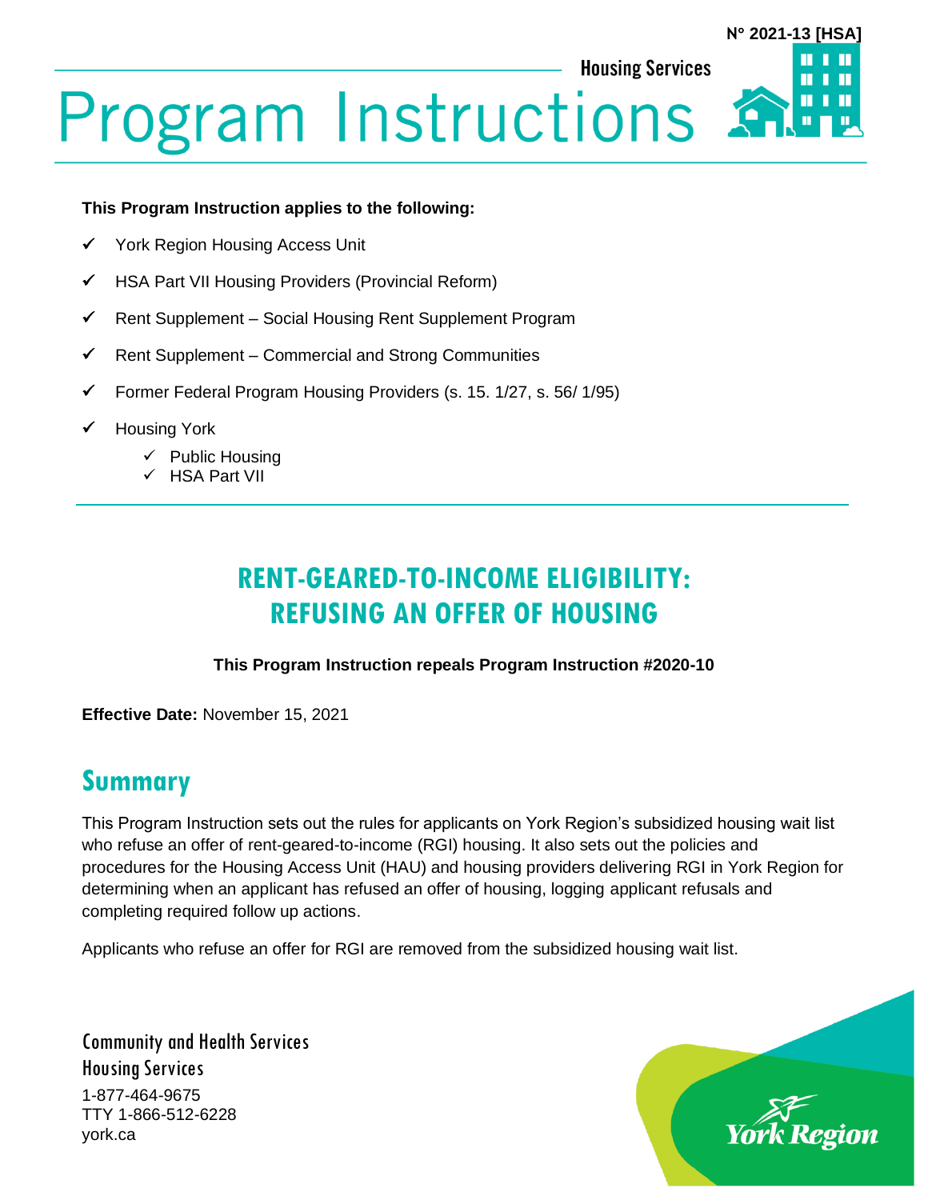N° 2021-13 [HSA]

Housing Services

# Program Instructions

**This Program Instruction applies to the following:**

- ✓ York Region Housing Access Unit
- ✓ HSA Part VII Housing Providers (Provincial Reform)
- ✓ Rent Supplement – Social Housing Rent Supplement Program
- ✓ Rent Supplement – Commercial and Strong Communities
- ✓ Former Federal Program Housing Providers (s. 15. 1/27, s. 56/ 1/95)
- ✓ Housing York
  - ✓ Public Housing
  - ✓ HSA Part VII

## RENT-GEARED-TO-INCOME ELIGIBILITY: REFUSING AN OFFER OF HOUSING

**This Program Instruction repeals Program Instruction #2020-10**

**Effective Date:** November 15, 2021

## Summary

This Program Instruction sets out the rules for applicants on York Region's subsidized housing wait list who refuse an offer of rent-geared-to-income (RGI) housing. It also sets out the policies and procedures for the Housing Access Unit (HAU) and housing providers delivering RGI in York Region for determining when an applicant has refused an offer of housing, logging applicant refusals and completing required follow up actions.

Applicants who refuse an offer for RGI are removed from the subsidized housing wait list.

Community and Health Services
Housing Services
1-877-464-9675
TTY 1-866-512-6228
york.ca

York Region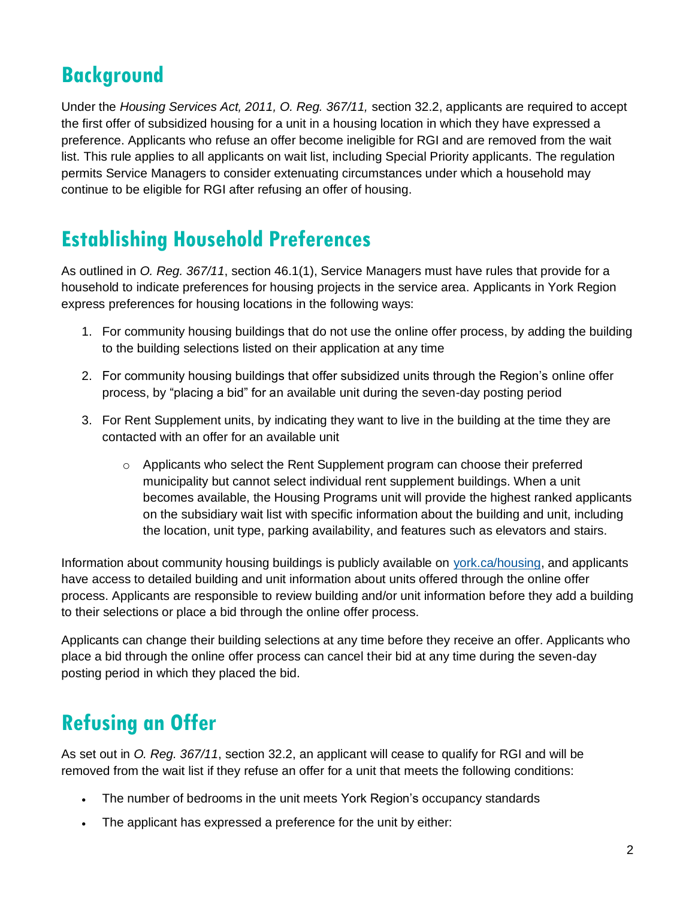## Background

Under the *Housing Services Act, 2011, O. Reg. 367/11,* section 32.2, applicants are required to accept the first offer of subsidized housing for a unit in a housing location in which they have expressed a preference. Applicants who refuse an offer become ineligible for RGI and are removed from the wait list. This rule applies to all applicants on wait list, including Special Priority applicants. The regulation permits Service Managers to consider extenuating circumstances under which a household may continue to be eligible for RGI after refusing an offer of housing.

## Establishing Household Preferences

As outlined in *O. Reg. 367/11*, section 46.1(1), Service Managers must have rules that provide for a household to indicate preferences for housing projects in the service area. Applicants in York Region express preferences for housing locations in the following ways:

1. For community housing buildings that do not use the online offer process, by adding the building to the building selections listed on their application at any time
2. For community housing buildings that offer subsidized units through the Region's online offer process, by "placing a bid" for an available unit during the seven-day posting period
3. For Rent Supplement units, by indicating they want to live in the building at the time they are contacted with an offer for an available unit
   - Applicants who select the Rent Supplement program can choose their preferred municipality but cannot select individual rent supplement buildings. When a unit becomes available, the Housing Programs unit will provide the highest ranked applicants on the subsidiary wait list with specific information about the building and unit, including the location, unit type, parking availability, and features such as elevators and stairs.

Information about community housing buildings is publicly available on [york.ca/housing](york.ca/housing), and applicants have access to detailed building and unit information about units offered through the online offer process. Applicants are responsible to review building and/or unit information before they add a building to their selections or place a bid through the online offer process.

Applicants can change their building selections at any time before they receive an offer. Applicants who place a bid through the online offer process can cancel their bid at any time during the seven-day posting period in which they placed the bid.

## Refusing an Offer

As set out in *O. Reg. 367/11*, section 32.2, an applicant will cease to qualify for RGI and will be removed from the wait list if they refuse an offer for a unit that meets the following conditions:

- The number of bedrooms in the unit meets York Region's occupancy standards
- The applicant has expressed a preference for the unit by either: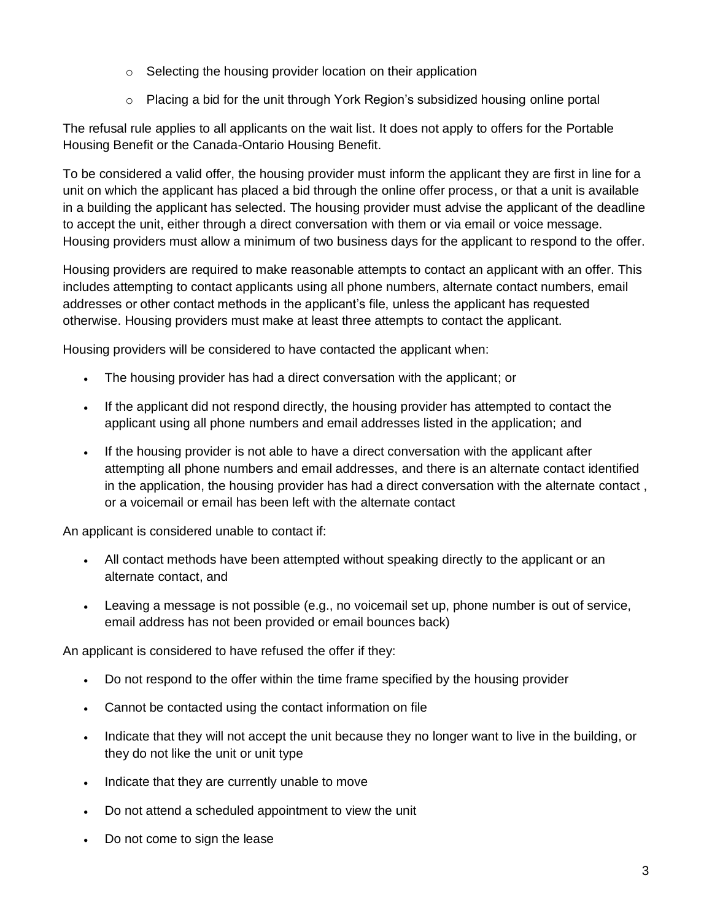- Selecting the housing provider location on their application
  - Placing a bid for the unit through York Region's subsidized housing online portal

The refusal rule applies to all applicants on the wait list. It does not apply to offers for the Portable Housing Benefit or the Canada-Ontario Housing Benefit.

To be considered a valid offer, the housing provider must inform the applicant they are first in line for a unit on which the applicant has placed a bid through the online offer process, or that a unit is available in a building the applicant has selected. The housing provider must advise the applicant of the deadline to accept the unit, either through a direct conversation with them or via email or voice message. Housing providers must allow a minimum of two business days for the applicant to respond to the offer.

Housing providers are required to make reasonable attempts to contact an applicant with an offer. This includes attempting to contact applicants using all phone numbers, alternate contact numbers, email addresses or other contact methods in the applicant's file, unless the applicant has requested otherwise. Housing providers must make at least three attempts to contact the applicant.

Housing providers will be considered to have contacted the applicant when:

- The housing provider has had a direct conversation with the applicant; or
- If the applicant did not respond directly, the housing provider has attempted to contact the applicant using all phone numbers and email addresses listed in the application; and
- If the housing provider is not able to have a direct conversation with the applicant after attempting all phone numbers and email addresses, and there is an alternate contact identified in the application, the housing provider has had a direct conversation with the alternate contact , or a voicemail or email has been left with the alternate contact

An applicant is considered unable to contact if:

- All contact methods have been attempted without speaking directly to the applicant or an alternate contact, and
- Leaving a message is not possible (e.g., no voicemail set up, phone number is out of service, email address has not been provided or email bounces back)

An applicant is considered to have refused the offer if they:

- Do not respond to the offer within the time frame specified by the housing provider
- Cannot be contacted using the contact information on file
- Indicate that they will not accept the unit because they no longer want to live in the building, or they do not like the unit or unit type
- Indicate that they are currently unable to move
- Do not attend a scheduled appointment to view the unit
- Do not come to sign the lease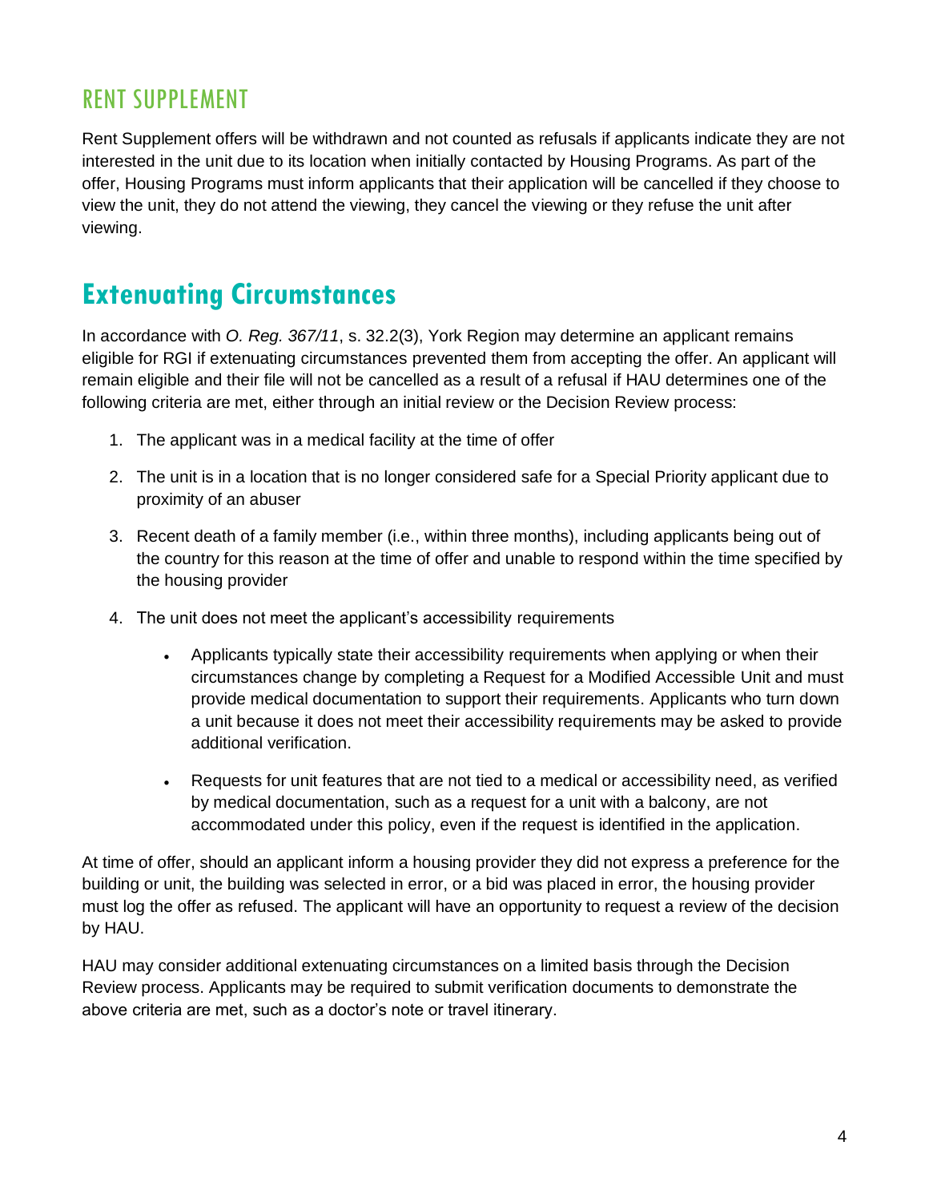## RENT SUPPLEMENT

Rent Supplement offers will be withdrawn and not counted as refusals if applicants indicate they are not interested in the unit due to its location when initially contacted by Housing Programs. As part of the offer, Housing Programs must inform applicants that their application will be cancelled if they choose to view the unit, they do not attend the viewing, they cancel the viewing or they refuse the unit after viewing.

# Extenuating Circumstances

In accordance with *O. Reg. 367/11*, s. 32.2(3), York Region may determine an applicant remains eligible for RGI if extenuating circumstances prevented them from accepting the offer. An applicant will remain eligible and their file will not be cancelled as a result of a refusal if HAU determines one of the following criteria are met, either through an initial review or the Decision Review process:

1. The applicant was in a medical facility at the time of offer
2. The unit is in a location that is no longer considered safe for a Special Priority applicant due to proximity of an abuser
3. Recent death of a family member (i.e., within three months), including applicants being out of the country for this reason at the time of offer and unable to respond within the time specified by the housing provider
4. The unit does not meet the applicant's accessibility requirements
    - Applicants typically state their accessibility requirements when applying or when their circumstances change by completing a Request for a Modified Accessible Unit and must provide medical documentation to support their requirements. Applicants who turn down a unit because it does not meet their accessibility requirements may be asked to provide additional verification.
    - Requests for unit features that are not tied to a medical or accessibility need, as verified by medical documentation, such as a request for a unit with a balcony, are not accommodated under this policy, even if the request is identified in the application.

At time of offer, should an applicant inform a housing provider they did not express a preference for the building or unit, the building was selected in error, or a bid was placed in error, the housing provider must log the offer as refused. The applicant will have an opportunity to request a review of the decision by HAU.

HAU may consider additional extenuating circumstances on a limited basis through the Decision Review process. Applicants may be required to submit verification documents to demonstrate the above criteria are met, such as a doctor's note or travel itinerary.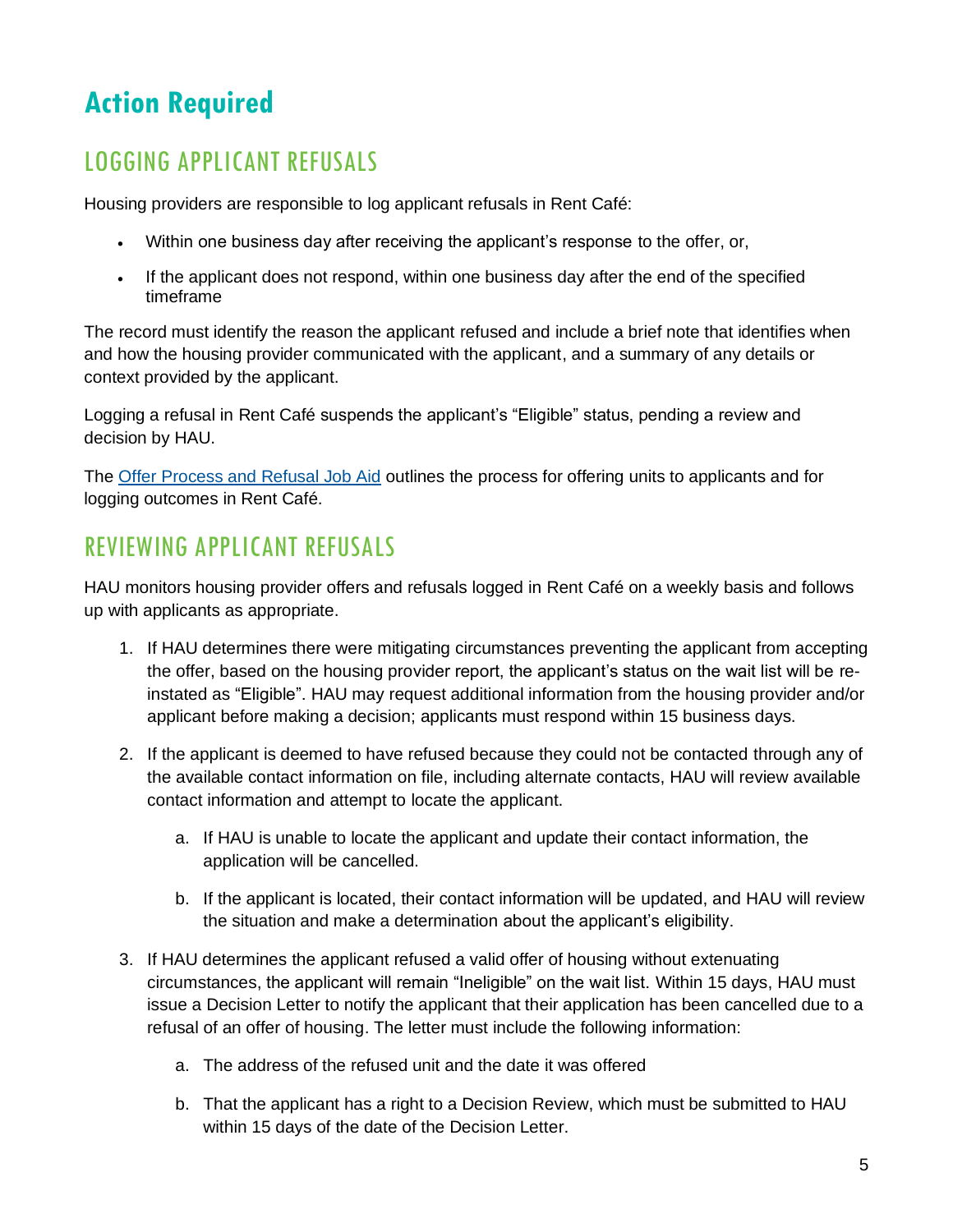# Action Required

## LOGGING APPLICANT REFUSALS

Housing providers are responsible to log applicant refusals in Rent Café:

- Within one business day after receiving the applicant's response to the offer, or,
- If the applicant does not respond, within one business day after the end of the specified timeframe

The record must identify the reason the applicant refused and include a brief note that identifies when and how the housing provider communicated with the applicant, and a summary of any details or context provided by the applicant.

Logging a refusal in Rent Café suspends the applicant's "Eligible" status, pending a review and decision by HAU.

The [Offer Process and Refusal Job Aid] outlines the process for offering units to applicants and for logging outcomes in Rent Café.

## REVIEWING APPLICANT REFUSALS

HAU monitors housing provider offers and refusals logged in Rent Café on a weekly basis and follows up with applicants as appropriate.

1. If HAU determines there were mitigating circumstances preventing the applicant from accepting the offer, based on the housing provider report, the applicant's status on the wait list will be re-instated as "Eligible". HAU may request additional information from the housing provider and/or applicant before making a decision; applicants must respond within 15 business days.
2. If the applicant is deemed to have refused because they could not be contacted through any of the available contact information on file, including alternate contacts, HAU will review available contact information and attempt to locate the applicant.
    a. If HAU is unable to locate the applicant and update their contact information, the application will be cancelled.
    b. If the applicant is located, their contact information will be updated, and HAU will review the situation and make a determination about the applicant's eligibility.
3. If HAU determines the applicant refused a valid offer of housing without extenuating circumstances, the applicant will remain "Ineligible" on the wait list. Within 15 days, HAU must issue a Decision Letter to notify the applicant that their application has been cancelled due to a refusal of an offer of housing. The letter must include the following information:
    a. The address of the refused unit and the date it was offered
    b. That the applicant has a right to a Decision Review, which must be submitted to HAU within 15 days of the date of the Decision Letter.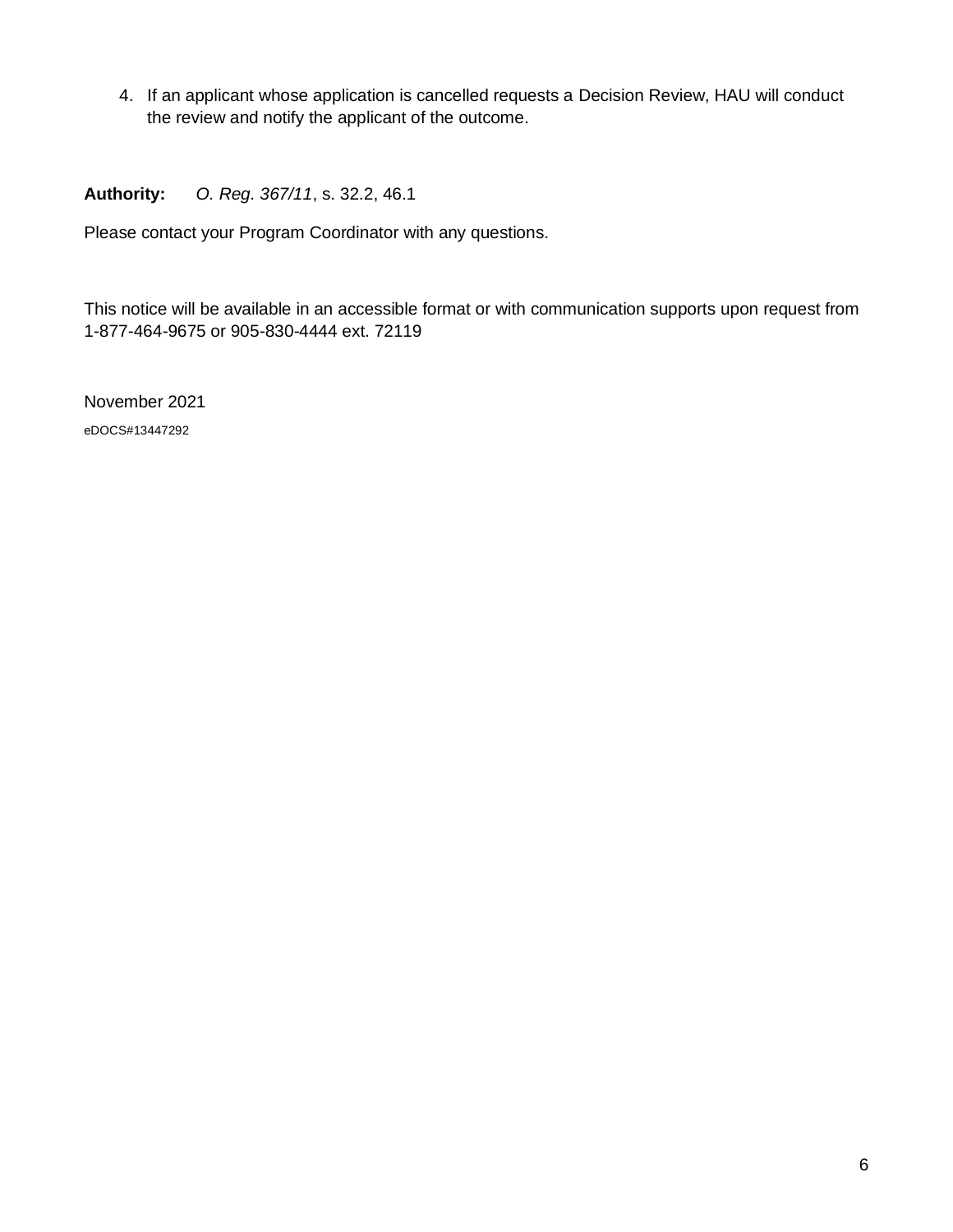4. If an applicant whose application is cancelled requests a Decision Review, HAU will conduct the review and notify the applicant of the outcome.

**Authority:** *O. Reg. 367/11*, s. 32.2, 46.1

Please contact your Program Coordinator with any questions.

This notice will be available in an accessible format or with communication supports upon request from 1-877-464-9675 or 905-830-4444 ext. 72119

November 2021

eDOCS#13447292